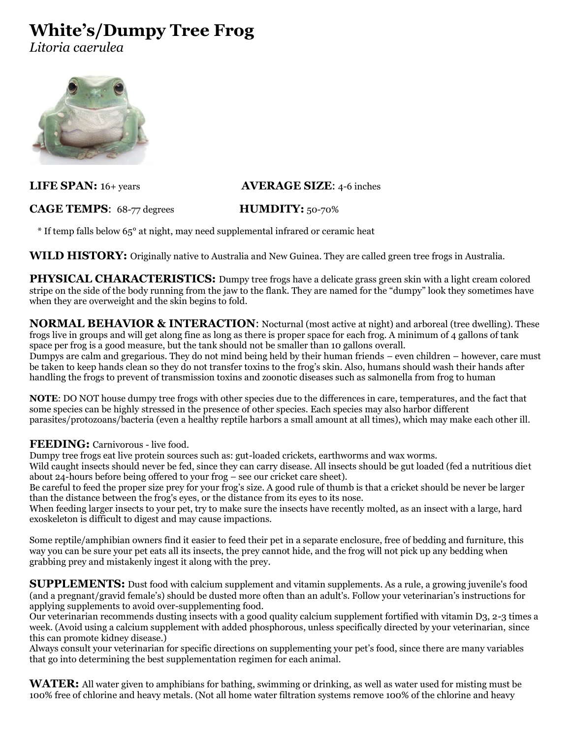# White's/Dumpy Tree Frog

*Litoria caerulea*

**LIFE SPAN:** 16+ years

**AVERAGE SIZE**: 4-6 inches

**CAGE TEMPS**: 68-77 degrees

**HUMDITY:** 50-70%

\* If temp falls below 65° at night, may need supplemental infrared or ceramic heat

## WILD HISTORY:

Originally native to Australia and New Guinea. They are called green tree frogs in Australia.

## PHYSICAL CHARACTERISTICS:

Dumpy tree frogs have a delicate grass green skin with a light cream colored stripe on the side of the body running from the jaw to the flank. They are named for the "dumpy" look they sometimes have when they are overweight and the skin begins to fold.

## NORMAL BEHAVIOR & INTERACTION:

Nocturnal (most active at night) and arboreal (tree dwelling). These frogs live in groups and will get along fine as long as there is proper space for each frog. A minimum of 4 gallons of tank space per frog is a good measure, but the tank should not be smaller than 10 gallons overall.

Dumpys are calm and gregarious. They do not mind being held by their human friends – even children – however, care must be taken to keep hands clean so they do not transfer toxins to the frog's skin. Also, humans should wash their hands after handling the frogs to prevent of transmission toxins and zoonotic diseases such as salmonella from frog to human

**NOTE**: DO NOT house dumpy tree frogs with other species due to the differences in care, temperatures, and the fact that some species can be highly stressed in the presence of other species. Each species may also harbor different parasites/protozoans/bacteria (even a healthy reptile harbors a small amount at all times), which may make each other ill.

## FEEDING:

Carnivorous - live food.

Dumpy tree frogs eat live protein sources such as: gut-loaded crickets, earthworms and wax worms.

Wild caught insects should never be fed, since they can carry disease. All insects should be gut loaded (fed a nutritious diet about 24-hours before being offered to your frog – see our cricket care sheet).

Be careful to feed the proper size prey for your frog's size. A good rule of thumb is that a cricket should be never be larger than the distance between the frog's eyes, or the distance from its eyes to its nose.

When feeding larger insects to your pet, try to make sure the insects have recently molted, as an insect with a large, hard exoskeleton is difficult to digest and may cause impactions.

Some reptile/amphibian owners find it easier to feed their pet in a separate enclosure, free of bedding and furniture, this way you can be sure your pet eats all its insects, the prey cannot hide, and the frog will not pick up any bedding when grabbing prey and mistakenly ingest it along with the prey.

## SUPPLEMENTS:

Dust food with calcium supplement and vitamin supplements. As a rule, a growing juvenile's food (and a pregnant/gravid female's) should be dusted more often than an adult's. Follow your veterinarian's instructions for applying supplements to avoid over-supplementing food.

Our veterinarian recommends dusting insects with a good quality calcium supplement fortified with vitamin D3, 2-3 times a week. (Avoid using a calcium supplement with added phosphorous, unless specifically directed by your veterinarian, since this can promote kidney disease.)

Always consult your veterinarian for specific directions on supplementing your pet's food, since there are many variables that go into determining the best supplementation regimen for each animal.

## WATER:

All water given to amphibians for bathing, swimming or drinking, as well as water used for misting must be 100% free of chlorine and heavy metals. (Not all home water filtration systems remove 100% of the chlorine and heavy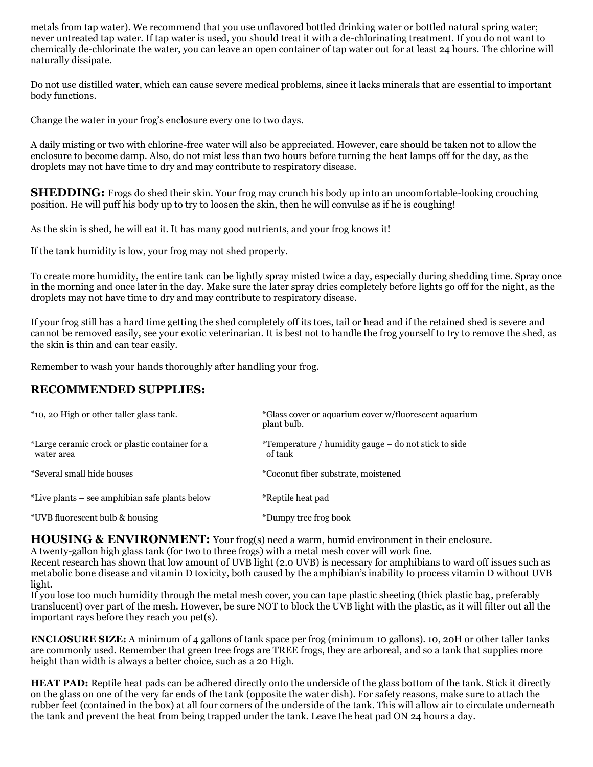metals from tap water). We recommend that you use unflavored bottled drinking water or bottled natural spring water; never untreated tap water. If tap water is used, you should treat it with a de-chlorinating treatment. If you do not want to chemically de-chlorinate the water, you can leave an open container of tap water out for at least 24 hours. The chlorine will naturally dissipate.

Do not use distilled water, which can cause severe medical problems, since it lacks minerals that are essential to important body functions.

Change the water in your frog's enclosure every one to two days.

A daily misting or two with chlorine-free water will also be appreciated. However, care should be taken not to allow the enclosure to become damp. Also, do not mist less than two hours before turning the heat lamps off for the day, as the droplets may not have time to dry and may contribute to respiratory disease.

**SHEDDING:** Frogs do shed their skin. Your frog may crunch his body up into an uncomfortable-looking crouching position. He will puff his body up to try to loosen the skin, then he will convulse as if he is coughing!

As the skin is shed, he will eat it. It has many good nutrients, and your frog knows it!

If the tank humidity is low, your frog may not shed properly.

To create more humidity, the entire tank can be lightly spray misted twice a day, especially during shedding time. Spray once in the morning and once later in the day. Make sure the later spray dries completely before lights go off for the night, as the droplets may not have time to dry and may contribute to respiratory disease.

If your frog still has a hard time getting the shed completely off its toes, tail or head and if the retained shed is severe and cannot be removed easily, see your exotic veterinarian. It is best not to handle the frog yourself to try to remove the shed, as the skin is thin and can tear easily.

Remember to wash your hands thoroughly after handling your frog.

## RECOMMENDED SUPPLIES:

*10, 20 High or other taller glass tank.

*Large ceramic crock or plastic container for a water area

*Several small hide houses

*Live plants – see amphibian safe plants below

*UVB fluorescent bulb & housing

*Glass cover or aquarium cover w/fluorescent aquarium plant bulb.

*Temperature / humidity gauge – do not stick to side of tank

*Coconut fiber substrate, moistened

*Reptile heat pad

*Dumpy tree frog book

**HOUSING & ENVIRONMENT:** Your frog(s) need a warm, humid environment in their enclosure.
A twenty-gallon high glass tank (for two to three frogs) with a metal mesh cover will work fine.
Recent research has shown that low amount of UVB light (2.0 UVB) is necessary for amphibians to ward off issues such as metabolic bone disease and vitamin D toxicity, both caused by the amphibian's inability to process vitamin D without UVB light.
If you lose too much humidity through the metal mesh cover, you can tape plastic sheeting (thick plastic bag, preferably translucent) over part of the mesh. However, be sure NOT to block the UVB light with the plastic, as it will filter out all the important rays before they reach you pet(s).

**ENCLOSURE SIZE:** A minimum of 4 gallons of tank space per frog (minimum 10 gallons). 10, 20H or other taller tanks are commonly used. Remember that green tree frogs are TREE frogs, they are arboreal, and so a tank that supplies more height than width is always a better choice, such as a 20 High.

**HEAT PAD:** Reptile heat pads can be adhered directly onto the underside of the glass bottom of the tank. Stick it directly on the glass on one of the very far ends of the tank (opposite the water dish). For safety reasons, make sure to attach the rubber feet (contained in the box) at all four corners of the underside of the tank. This will allow air to circulate underneath the tank and prevent the heat from being trapped under the tank. Leave the heat pad ON 24 hours a day.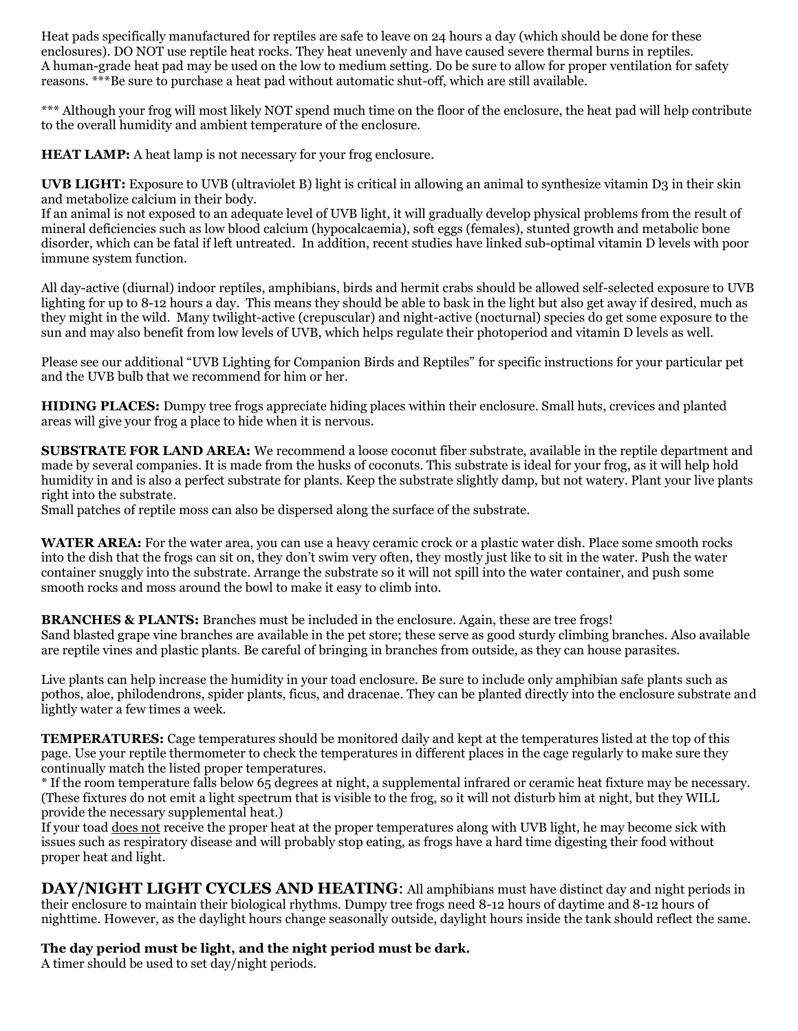Heat pads specifically manufactured for reptiles are safe to leave on 24 hours a day (which should be done for these enclosures). DO NOT use reptile heat rocks. They heat unevenly and have caused severe thermal burns in reptiles.
A human-grade heat pad may be used on the low to medium setting. Do be sure to allow for proper ventilation for safety reasons. ***Be sure to purchase a heat pad without automatic shut-off, which are still available.

*** Although your frog will most likely NOT spend much time on the floor of the enclosure, the heat pad will help contribute to the overall humidity and ambient temperature of the enclosure.

**HEAT LAMP:** A heat lamp is not necessary for your frog enclosure.

**UVB LIGHT:** Exposure to UVB (ultraviolet B) light is critical in allowing an animal to synthesize vitamin D3 in their skin and metabolize calcium in their body.
If an animal is not exposed to an adequate level of UVB light, it will gradually develop physical problems from the result of mineral deficiencies such as low blood calcium (hypocalcaemia), soft eggs (females), stunted growth and metabolic bone disorder, which can be fatal if left untreated. In addition, recent studies have linked sub-optimal vitamin D levels with poor immune system function.

All day-active (diurnal) indoor reptiles, amphibians, birds and hermit crabs should be allowed self-selected exposure to UVB lighting for up to 8-12 hours a day. This means they should be able to bask in the light but also get away if desired, much as they might in the wild. Many twilight-active (crepuscular) and night-active (nocturnal) species do get some exposure to the sun and may also benefit from low levels of UVB, which helps regulate their photoperiod and vitamin D levels as well.

Please see our additional "UVB Lighting for Companion Birds and Reptiles" for specific instructions for your particular pet and the UVB bulb that we recommend for him or her.

**HIDING PLACES:** Dumpy tree frogs appreciate hiding places within their enclosure. Small huts, crevices and planted areas will give your frog a place to hide when it is nervous.

**SUBSTRATE FOR LAND AREA:** We recommend a loose coconut fiber substrate, available in the reptile department and made by several companies. It is made from the husks of coconuts. This substrate is ideal for your frog, as it will help hold humidity in and is also a perfect substrate for plants. Keep the substrate slightly damp, but not watery. Plant your live plants right into the substrate.
Small patches of reptile moss can also be dispersed along the surface of the substrate.

**WATER AREA:** For the water area, you can use a heavy ceramic crock or a plastic water dish. Place some smooth rocks into the dish that the frogs can sit on, they don't swim very often, they mostly just like to sit in the water. Push the water container snuggly into the substrate. Arrange the substrate so it will not spill into the water container, and push some smooth rocks and moss around the bowl to make it easy to climb into.

**BRANCHES & PLANTS:** Branches must be included in the enclosure. Again, these are tree frogs!
Sand blasted grape vine branches are available in the pet store; these serve as good sturdy climbing branches. Also available are reptile vines and plastic plants. Be careful of bringing in branches from outside, as they can house parasites.

Live plants can help increase the humidity in your toad enclosure. Be sure to include only amphibian safe plants such as pothos, aloe, philodendrons, spider plants, ficus, and dracenae. They can be planted directly into the enclosure substrate and lightly water a few times a week.

**TEMPERATURES:** Cage temperatures should be monitored daily and kept at the temperatures listed at the top of this page. Use your reptile thermometer to check the temperatures in different places in the cage regularly to make sure they continually match the listed proper temperatures.
* If the room temperature falls below 65 degrees at night, a supplemental infrared or ceramic heat fixture may be necessary. (These fixtures do not emit a light spectrum that is visible to the frog, so it will not disturb him at night, but they WILL provide the necessary supplemental heat.)
If your toad <u>does not</u> receive the proper heat at the proper temperatures along with UVB light, he may become sick with issues such as respiratory disease and will probably stop eating, as frogs have a hard time digesting their food without proper heat and light.

**DAY/NIGHT LIGHT CYCLES AND HEATING**: All amphibians must have distinct day and night periods in their enclosure to maintain their biological rhythms. Dumpy tree frogs need 8-12 hours of daytime and 8-12 hours of nighttime. However, as the daylight hours change seasonally outside, daylight hours inside the tank should reflect the same.

**The day period must be light, and the night period must be dark.**
A timer should be used to set day/night periods.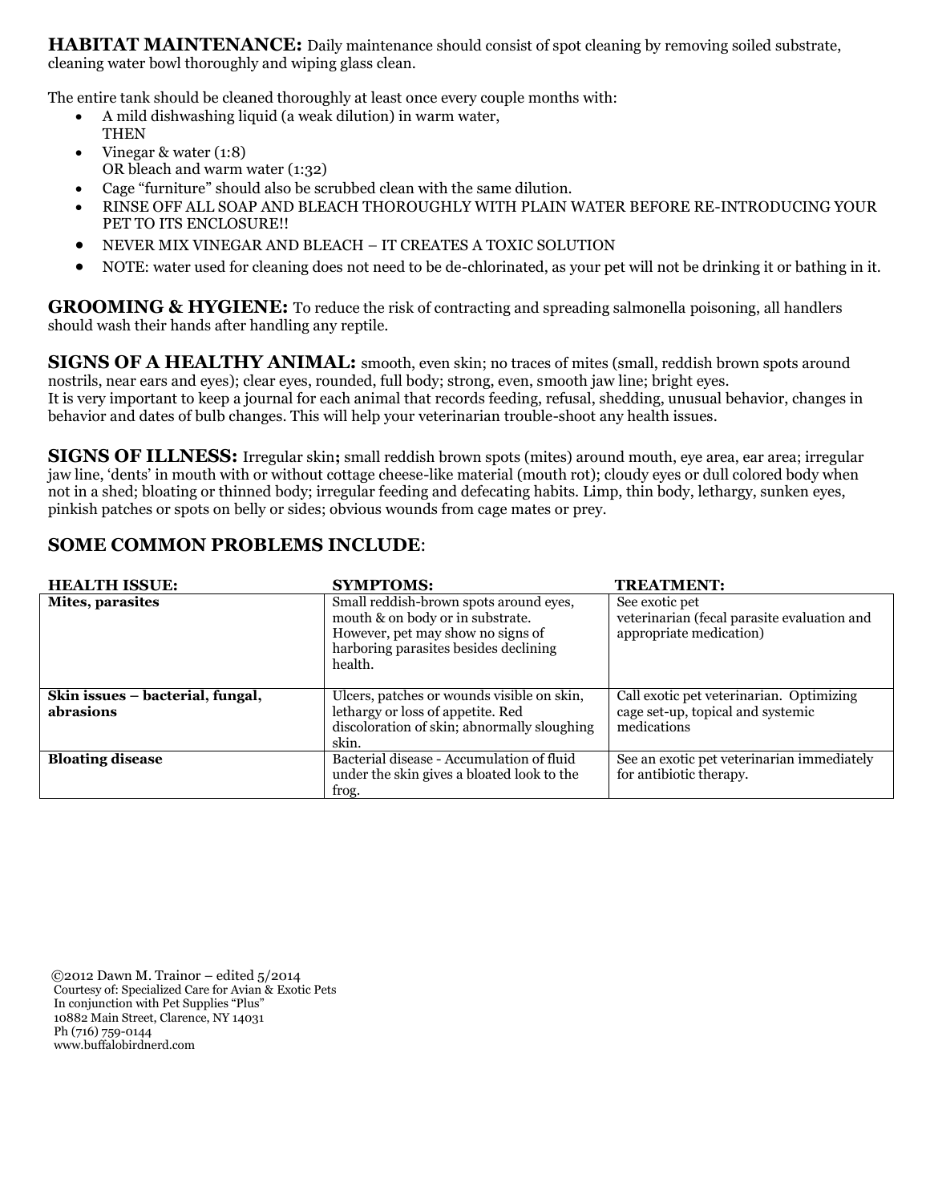**HABITAT MAINTENANCE:** Daily maintenance should consist of spot cleaning by removing soiled substrate, cleaning water bowl thoroughly and wiping glass clean.

The entire tank should be cleaned thoroughly at least once every couple months with:

- A mild dishwashing liquid (a weak dilution) in warm water,
  THEN
- Vinegar & water (1:8)
  OR bleach and warm water (1:32)
- Cage "furniture" should also be scrubbed clean with the same dilution.
- RINSE OFF ALL SOAP AND BLEACH THOROUGHLY WITH PLAIN WATER BEFORE RE-INTRODUCING YOUR PET TO ITS ENCLOSURE!!
- NEVER MIX VINEGAR AND BLEACH – IT CREATES A TOXIC SOLUTION
- NOTE: water used for cleaning does not need to be de-chlorinated, as your pet will not be drinking it or bathing in it.

**GROOMING & HYGIENE:** To reduce the risk of contracting and spreading salmonella poisoning, all handlers should wash their hands after handling any reptile.

**SIGNS OF A HEALTHY ANIMAL:** smooth, even skin; no traces of mites (small, reddish brown spots around nostrils, near ears and eyes); clear eyes, rounded, full body; strong, even, smooth jaw line; bright eyes.
It is very important to keep a journal for each animal that records feeding, refusal, shedding, unusual behavior, changes in behavior and dates of bulb changes. This will help your veterinarian trouble-shoot any health issues.

**SIGNS OF ILLNESS:** Irregular skin**;** small reddish brown spots (mites) around mouth, eye area, ear area; irregular jaw line, 'dents' in mouth with or without cottage cheese-like material (mouth rot); cloudy eyes or dull colored body when not in a shed; bloating or thinned body; irregular feeding and defecating habits. Limp, thin body, lethargy, sunken eyes, pinkish patches or spots on belly or sides; obvious wounds from cage mates or prey.

## SOME COMMON PROBLEMS INCLUDE:

| HEALTH ISSUE: | SYMPTOMS: | TREATMENT: |
|---|---|---|
| **Mites, parasites** | Small reddish-brown spots around eyes, mouth & on body or in substrate. However, pet may show no signs of harboring parasites besides declining health. | See exotic pet veterinarian (fecal parasite evaluation and appropriate medication) |
| **Skin issues – bacterial, fungal, abrasions** | Ulcers, patches or wounds visible on skin, lethargy or loss of appetite. Red discoloration of skin; abnormally sloughing skin. | Call exotic pet veterinarian. Optimizing cage set-up, topical and systemic medications |
| **Bloating disease** | Bacterial disease - Accumulation of fluid under the skin gives a bloated look to the frog. | See an exotic pet veterinarian immediately for antibiotic therapy. |

©2012 Dawn M. Trainor – edited 5/2014
Courtesy of: Specialized Care for Avian & Exotic Pets
In conjunction with Pet Supplies "Plus"
10882 Main Street, Clarence, NY 14031
Ph (716) 759-0144
www.buffalobirdnerd.com